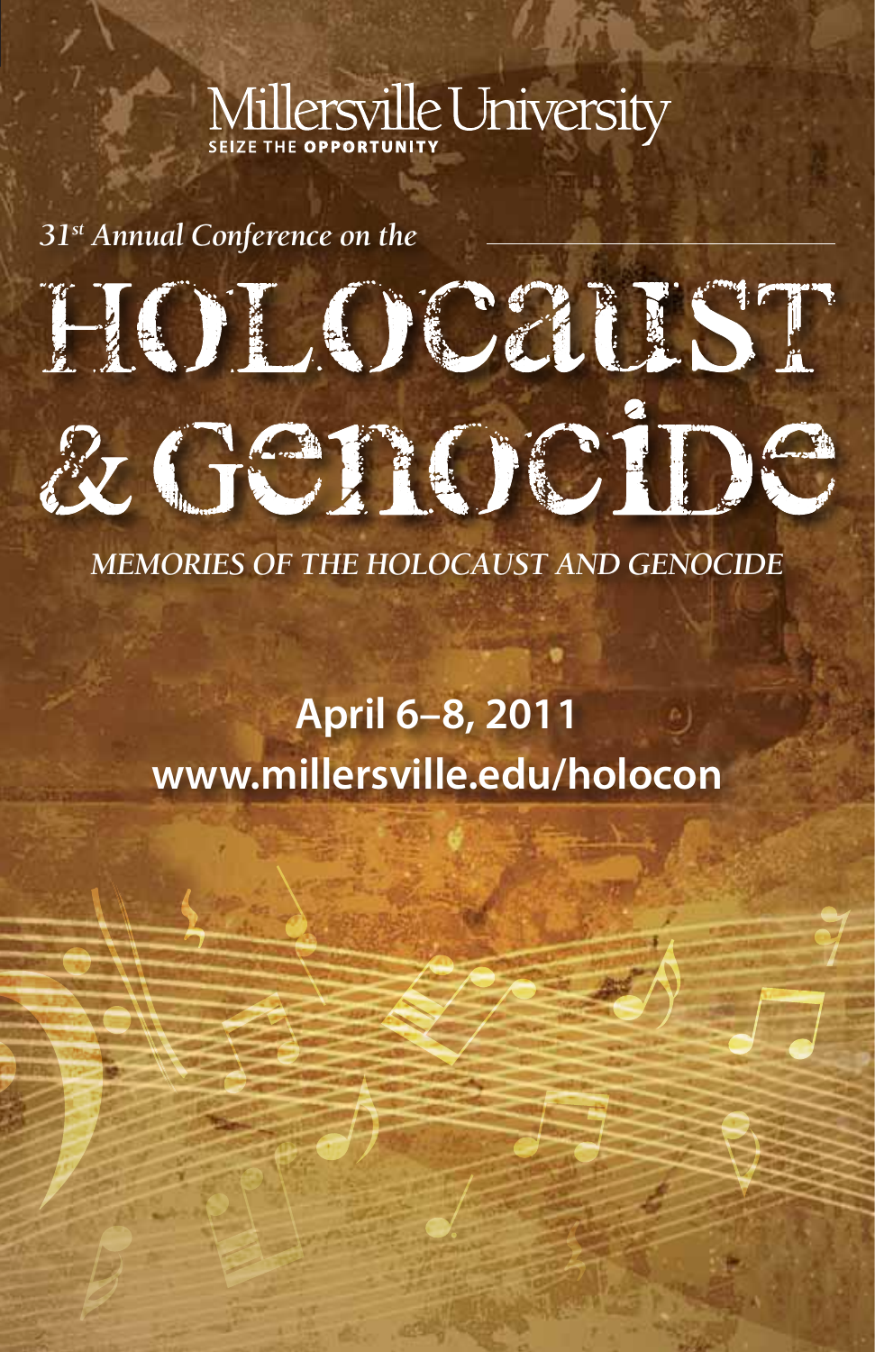Millersville University

SEIZE THE OPPORTUNITY

*31st Annual Conference on the*

# HOLOCAUST & GENOCIDE

*MEMORIES OF THE HOLOCAUST AND GENOCIDE*

**April 6–8, 2011**

**www.millersville.edu/holocon**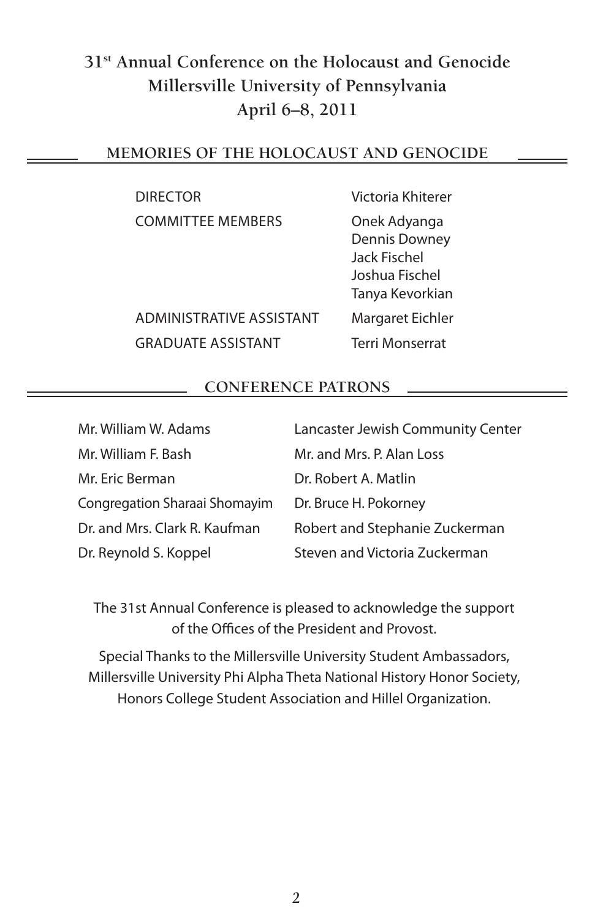# 31st Annual Conference on the Holocaust and Genocide
# Millersville University of Pennsylvania
# April 6–8, 2011

## MEMORIES OF THE HOLOCAUST AND GENOCIDE

| | |
|---|---|
| DIRECTOR | Victoria Khiterer |
| COMMITTEE MEMBERS | Onek Adyanga<br>Dennis Downey<br>Jack Fischel<br>Joshua Fischel<br>Tanya Kevorkian |
| ADMINISTRATIVE ASSISTANT | Margaret Eichler |
| GRADUATE ASSISTANT | Terri Monserrat |

## CONFERENCE PATRONS

Mr. William W. Adams
Mr. William F. Bash
Mr. Eric Berman
Congregation Sharaai Shomayim
Dr. and Mrs. Clark R. Kaufman
Dr. Reynold S. Koppel
Lancaster Jewish Community Center
Mr. and Mrs. P. Alan Loss
Dr. Robert A. Matlin
Dr. Bruce H. Pokorney
Robert and Stephanie Zuckerman
Steven and Victoria Zuckerman

The 31st Annual Conference is pleased to acknowledge the support of the Offices of the President and Provost.

Special Thanks to the Millersville University Student Ambassadors, Millersville University Phi Alpha Theta National History Honor Society, Honors College Student Association and Hillel Organization.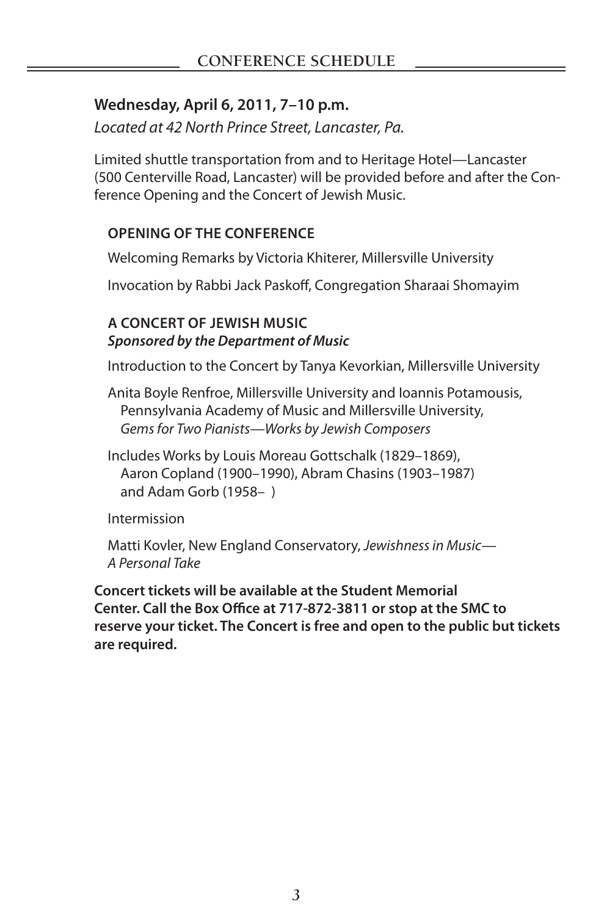## CONFERENCE SCHEDULE

### Wednesday, April 6, 2011, 7–10 p.m.

*Located at 42 North Prince Street, Lancaster, Pa.*

Limited shuttle transportation from and to Heritage Hotel—Lancaster (500 Centerville Road, Lancaster) will be provided before and after the Conference Opening and the Concert of Jewish Music.

#### OPENING OF THE CONFERENCE

Welcoming Remarks by Victoria Khiterer, Millersville University

Invocation by Rabbi Jack Paskoff, Congregation Sharaai Shomayim

#### A CONCERT OF JEWISH MUSIC
***Sponsored by the Department of Music***

Introduction to the Concert by Tanya Kevorkian, Millersville University

Anita Boyle Renfroe, Millersville University and Ioannis Potamousis, Pennsylvania Academy of Music and Millersville University, *Gems for Two Pianists—Works by Jewish Composers*

Includes Works by Louis Moreau Gottschalk (1829–1869), Aaron Copland (1900–1990), Abram Chasins (1903–1987) and Adam Gorb (1958– )

Intermission

Matti Kovler, New England Conservatory, *Jewishness in Music—A Personal Take*

**Concert tickets will be available at the Student Memorial Center. Call the Box Office at 717-872-3811 or stop at the SMC to reserve your ticket. The Concert is free and open to the public but tickets are required.**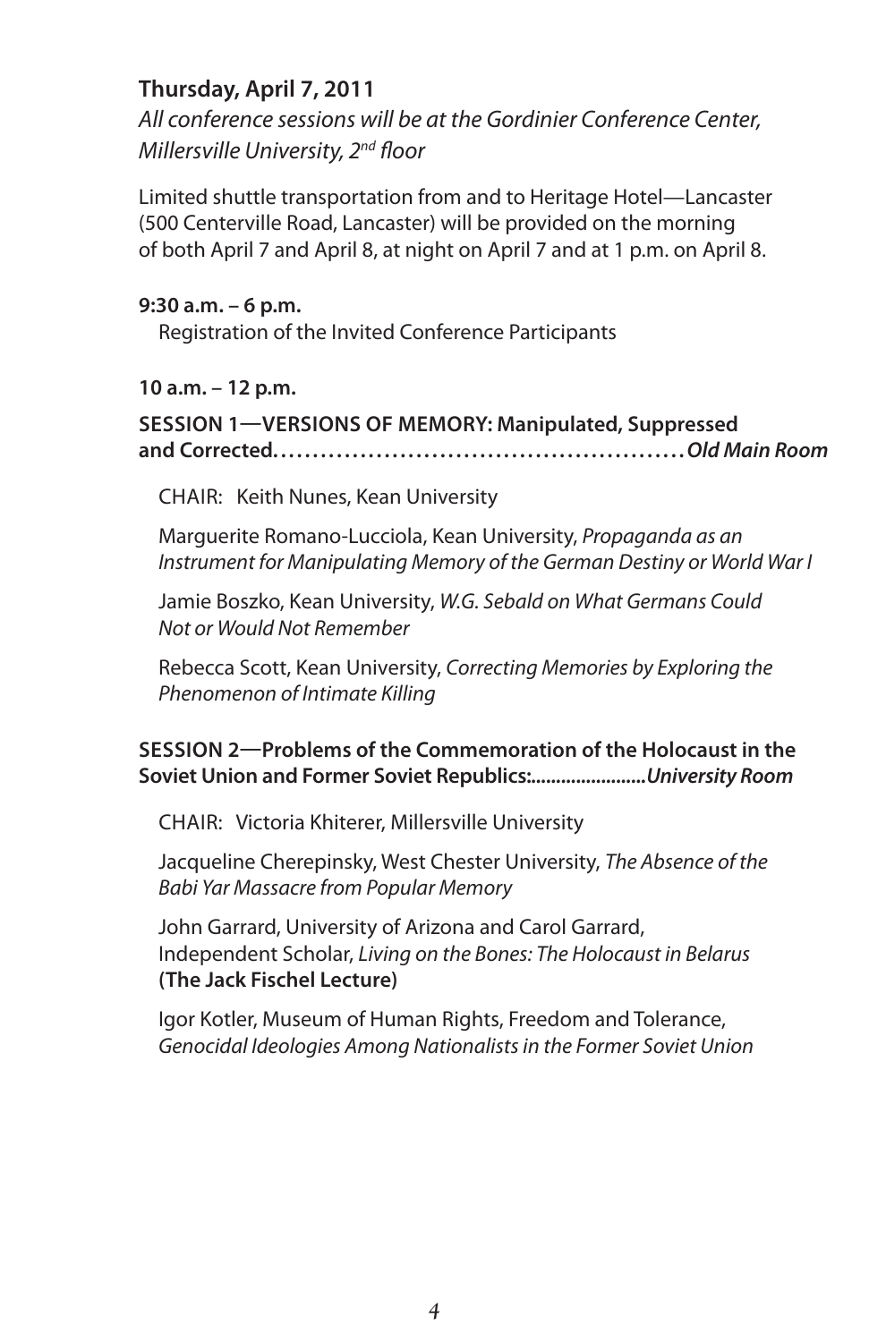## Thursday, April 7, 2011

*All conference sessions will be at the Gordinier Conference Center, Millersville University, 2nd floor*

Limited shuttle transportation from and to Heritage Hotel—Lancaster (500 Centerville Road, Lancaster) will be provided on the morning of both April 7 and April 8, at night on April 7 and at 1 p.m. on April 8.

**9:30 a.m. – 6 p.m.**

Registration of the Invited Conference Participants

**10 a.m. – 12 p.m.**

**SESSION 1—VERSIONS OF MEMORY: Manipulated, Suppressed and Corrected.** . . . . . . . . . . . . . . . . . . . . . . . . . . . . . . . . . . . . . . . . . . . . . . . . ***Old Main Room***

CHAIR: Keith Nunes, Kean University

Marguerite Romano-Lucciola, Kean University, *Propaganda as an Instrument for Manipulating Memory of the German Destiny or World War I*

Jamie Boszko, Kean University, *W.G. Sebald on What Germans Could Not or Would Not Remember*

Rebecca Scott, Kean University, *Correcting Memories by Exploring the Phenomenon of Intimate Killing*

**SESSION 2—Problems of the Commemoration of the Holocaust in the Soviet Union and Former Soviet Republics:**....................... ***University Room***

CHAIR: Victoria Khiterer, Millersville University

Jacqueline Cherepinsky, West Chester University, *The Absence of the Babi Yar Massacre from Popular Memory*

John Garrard, University of Arizona and Carol Garrard, Independent Scholar, *Living on the Bones: The Holocaust in Belarus* **(The Jack Fischel Lecture)**

Igor Kotler, Museum of Human Rights, Freedom and Tolerance, *Genocidal Ideologies Among Nationalists in the Former Soviet Union*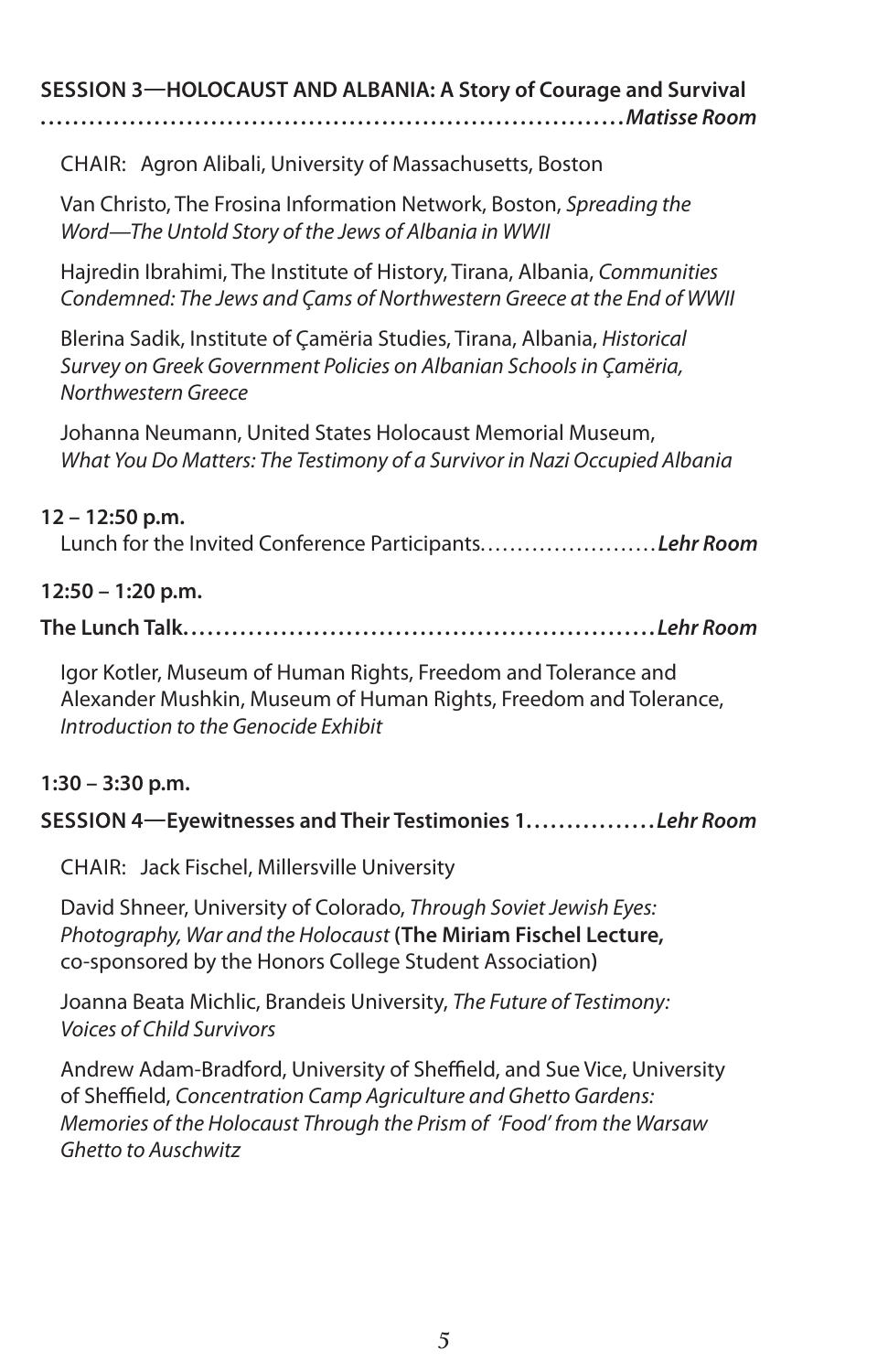**SESSION 3—HOLOCAUST AND ALBANIA: A Story of Courage and Survival** ........................................ ***Matisse Room***

CHAIR: Agron Alibali, University of Massachusetts, Boston

Van Christo, The Frosina Information Network, Boston, *Spreading the Word—The Untold Story of the Jews of Albania in WWII*

Hajredin Ibrahimi, The Institute of History, Tirana, Albania, *Communities Condemned: The Jews and Çams of Northwestern Greece at the End of WWII*

Blerina Sadik, Institute of Çamëria Studies, Tirana, Albania, *Historical Survey on Greek Government Policies on Albanian Schools in Çamëria, Northwestern Greece*

Johanna Neumann, United States Holocaust Memorial Museum, *What You Do Matters: The Testimony of a Survivor in Nazi Occupied Albania*

**12 – 12:50 p.m.**

Lunch for the Invited Conference Participants........................ ***Lehr Room***

**12:50 – 1:20 p.m.**

**The Lunch Talk**........................................................ ***Lehr Room***

Igor Kotler, Museum of Human Rights, Freedom and Tolerance and Alexander Mushkin, Museum of Human Rights, Freedom and Tolerance, *Introduction to the Genocide Exhibit*

**1:30 – 3:30 p.m.**

**SESSION 4—Eyewitnesses and Their Testimonies 1**................ ***Lehr Room***

CHAIR: Jack Fischel, Millersville University

David Shneer, University of Colorado, *Through Soviet Jewish Eyes: Photography, War and the Holocaust* (**The Miriam Fischel Lecture,** co-sponsored by the Honors College Student Association)

Joanna Beata Michlic, Brandeis University, *The Future of Testimony: Voices of Child Survivors*

Andrew Adam-Bradford, University of Sheffield, and Sue Vice, University of Sheffield, *Concentration Camp Agriculture and Ghetto Gardens: Memories of the Holocaust Through the Prism of 'Food' from the Warsaw Ghetto to Auschwitz*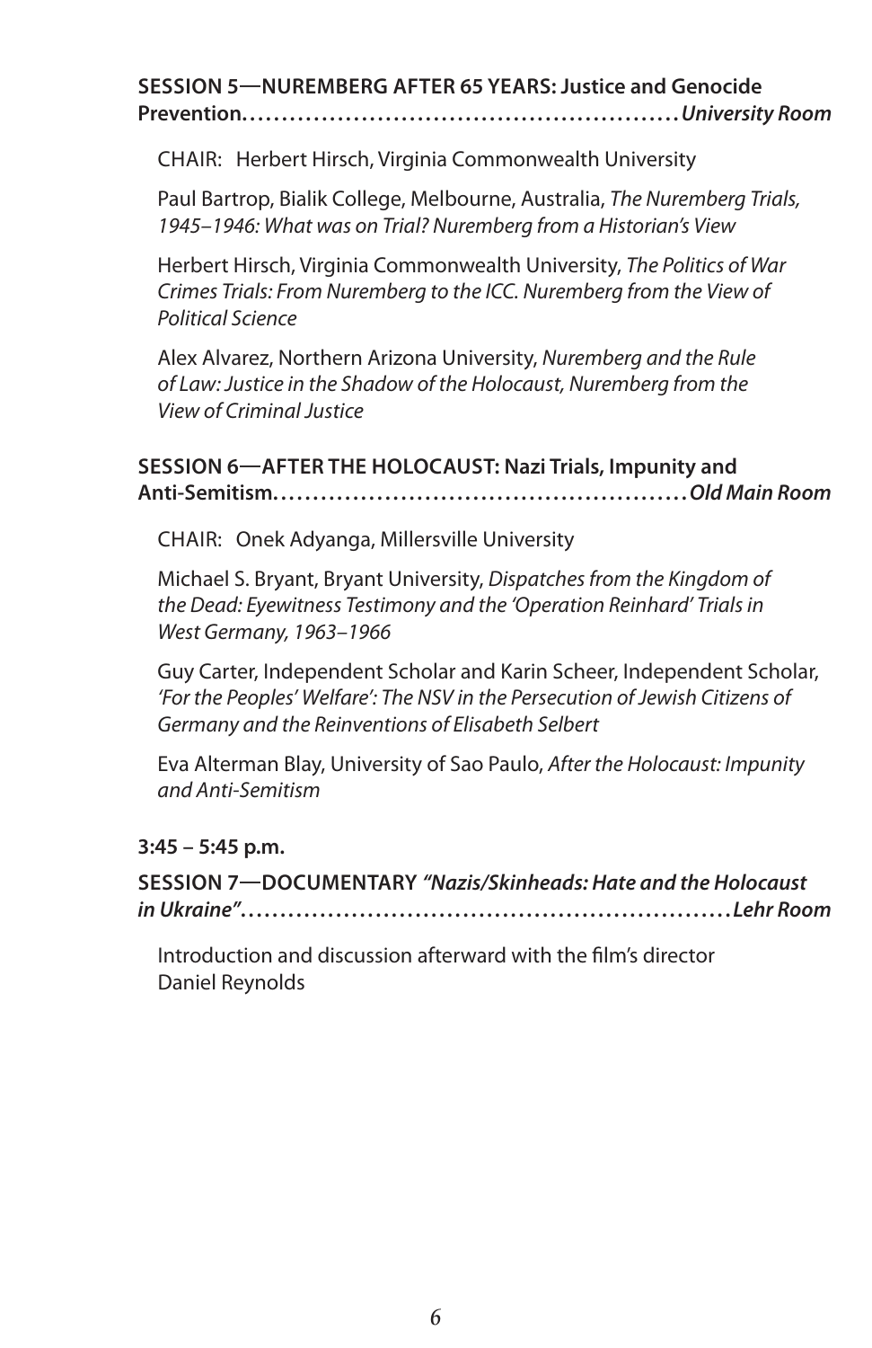**SESSION 5—NURSERY AFTER 65 YEARS: Justice and Genocide Prevention. . . . . . . . . . . . . . . . . . . . . . . . . . . . . . . . . . . . . . . . . . . . . . . . . . . .*University Room***

CHAIR: Herbert Hirsch, Virginia Commonwealth University

Paul Bartrop, Bialik College, Melbourne, Australia, *The Nuremberg Trials, 1945–1946: What was on Trial? Nuremberg from a Historian's View*

Herbert Hirsch, Virginia Commonwealth University, *The Politics of War Crimes Trials: From Nuremberg to the ICC. Nuremberg from the View of Political Science*

Alex Alvarez, Northern Arizona University, *Nuremberg and the Rule of Law: Justice in the Shadow of the Holocaust, Nuremberg from the View of Criminal Justice*

**SESSION 6—AFTER THE HOLOCAUST: Nazi Trials, Impunity and Anti-Semitism. . . . . . . . . . . . . . . . . . . . . . . . . . . . . . . . . . . . . . . . . . . . . . . . .*Old Main Room***

CHAIR: Onek Adyanga, Millersville University

Michael S. Bryant, Bryant University, *Dispatches from the Kingdom of the Dead: Eyewitness Testimony and the 'Operation Reinhard' Trials in West Germany, 1963–1966*

Guy Carter, Independent Scholar and Karin Scheer, Independent Scholar, *'For the Peoples' Welfare': The NSV in the Persecution of Jewish Citizens of Germany and the Reinventions of Elisabeth Selbert*

Eva Alterman Blay, University of Sao Paulo, *After the Holocaust: Impunity and Anti-Semitism*

**3:45 – 5:45 p.m.**

**SESSION 7—DOCUMENTARY *"Nazis/Skinheads: Hate and the Holocaust in Ukraine"*. . . . . . . . . . . . . . . . . . . . . . . . . . . . . . . . . . . . . . . . . . . . . . . . . . . . . . . . .*Lehr Room***

Introduction and discussion afterward with the film's director Daniel Reynolds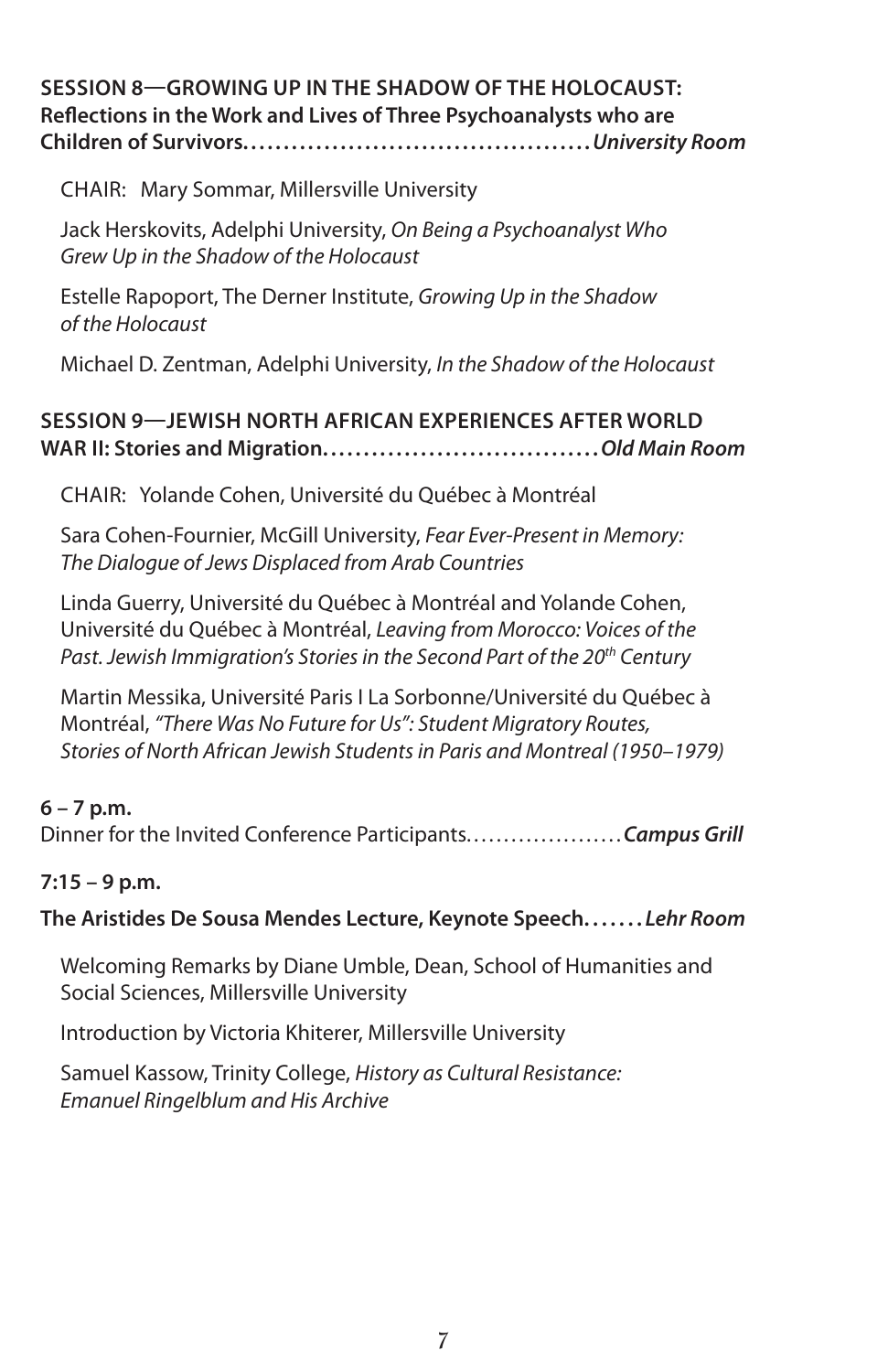**SESSION 8—GROWING UP IN THE SHADOW OF THE HOLOCAUST: Reflections in the Work and Lives of Three Psychoanalysts who are Children of Survivors.** ........................................ ***University Room***

CHAIR: Mary Sommar, Millersville University

Jack Herskovits, Adelphi University, *On Being a Psychoanalyst Who Grew Up in the Shadow of the Holocaust*

Estelle Rapoport, The Derner Institute, *Growing Up in the Shadow of the Holocaust*

Michael D. Zentman, Adelphi University, *In the Shadow of the Holocaust*

**SESSION 9—JEWISH NORTH AFRICAN EXPERIENCES AFTER WORLD WAR II: Stories and Migration.** ................................ ***Old Main Room***

CHAIR: Yolande Cohen, Université du Québec à Montréal

Sara Cohen-Fournier, McGill University, *Fear Ever-Present in Memory: The Dialogue of Jews Displaced from Arab Countries*

Linda Guerry, Université du Québec à Montréal and Yolande Cohen, Université du Québec à Montréal, *Leaving from Morocco: Voices of the Past. Jewish Immigration's Stories in the Second Part of the 20th Century*

Martin Messika, Université Paris I La Sorbonne/Université du Québec à Montréal, *"There Was No Future for Us": Student Migratory Routes, Stories of North African Jewish Students in Paris and Montreal (1950–1979)*

**6 – 7 p.m.**

Dinner for the Invited Conference Participants. .................... ***Campus Grill***

**7:15 – 9 p.m.**

**The Aristides De Sousa Mendes Lecture, Keynote Speech.** ....... ***Lehr Room***

Welcoming Remarks by Diane Umble, Dean, School of Humanities and Social Sciences, Millersville University

Introduction by Victoria Khiterer, Millersville University

Samuel Kassow, Trinity College, *History as Cultural Resistance: Emanuel Ringelblum and His Archive*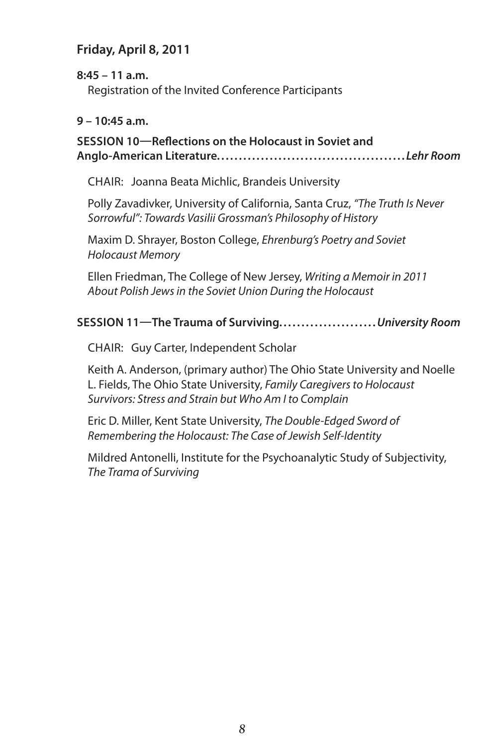**Friday, April 8, 2011**

**8:45 – 11 a.m.**

Registration of the Invited Conference Participants

**9 – 10:45 a.m.**

**SESSION 10—Reflections on the Holocaust in Soviet and Anglo-American Literature.........................................** ***Lehr Room***

CHAIR: Joanna Beata Michlic, Brandeis University

Polly Zavadivker, University of California, Santa Cruz, *"The Truth Is Never Sorrowful": Towards Vasilii Grossman's Philosophy of History*

Maxim D. Shrayer, Boston College, *Ehrenburg's Poetry and Soviet Holocaust Memory*

Ellen Friedman, The College of New Jersey, *Writing a Memoir in 2011 About Polish Jews in the Soviet Union During the Holocaust*

**SESSION 11—The Trauma of Surviving.....................** ***University Room***

CHAIR: Guy Carter, Independent Scholar

Keith A. Anderson, (primary author) The Ohio State University and Noelle L. Fields, The Ohio State University, *Family Caregivers to Holocaust Survivors: Stress and Strain but Who Am I to Complain*

Eric D. Miller, Kent State University, *The Double-Edged Sword of Remembering the Holocaust: The Case of Jewish Self-Identity*

Mildred Antonelli, Institute for the Psychoanalytic Study of Subjectivity, *The Trama of Surviving*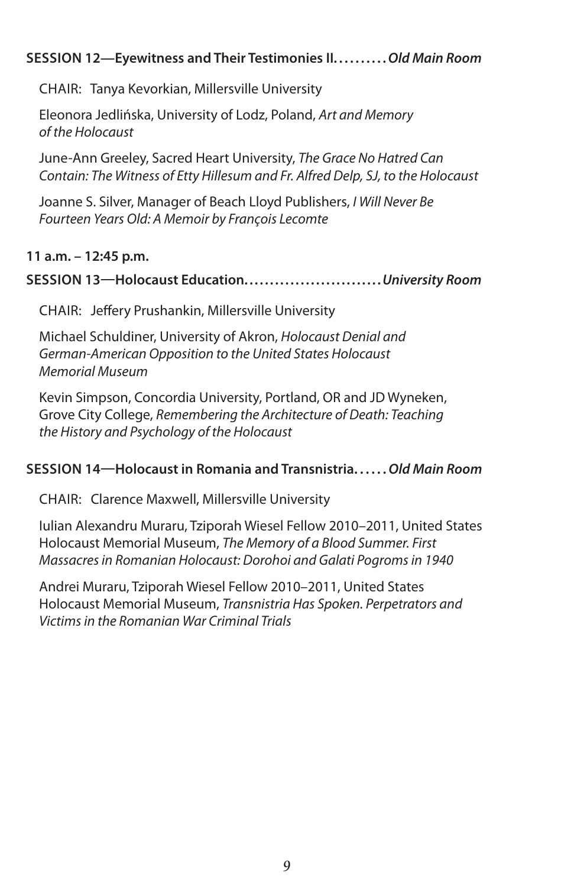**SESSION 12—Eyewitness and Their Testimonies II.........*Old Main Room***

CHAIR: Tanya Kevorkian, Millersville University

Eleonora Jedlińska, University of Lodz, Poland, *Art and Memory of the Holocaust*

June-Ann Greeley, Sacred Heart University, *The Grace No Hatred Can Contain: The Witness of Etty Hillesum and Fr. Alfred Delp, SJ, to the Holocaust*

Joanne S. Silver, Manager of Beach Lloyd Publishers, *I Will Never Be Fourteen Years Old: A Memoir by François Lecomte*

**11 a.m. – 12:45 p.m.**

**SESSION 13—Holocaust Education..........................*University Room***

CHAIR: Jeffery Prushankin, Millersville University

Michael Schuldiner, University of Akron, *Holocaust Denial and German-American Opposition to the United States Holocaust Memorial Museum*

Kevin Simpson, Concordia University, Portland, OR and JD Wyneken, Grove City College, *Remembering the Architecture of Death: Teaching the History and Psychology of the Holocaust*

**SESSION 14—Holocaust in Romania and Transnistria......*Old Main Room***

CHAIR: Clarence Maxwell, Millersville University

Iulian Alexandru Muraru, Tziporah Wiesel Fellow 2010–2011, United States Holocaust Memorial Museum, *The Memory of a Blood Summer. First Massacres in Romanian Holocaust: Dorohoi and Galati Pogroms in 1940*

Andrei Muraru, Tziporah Wiesel Fellow 2010–2011, United States Holocaust Memorial Museum, *Transnistria Has Spoken. Perpetrators and Victims in the Romanian War Criminal Trials*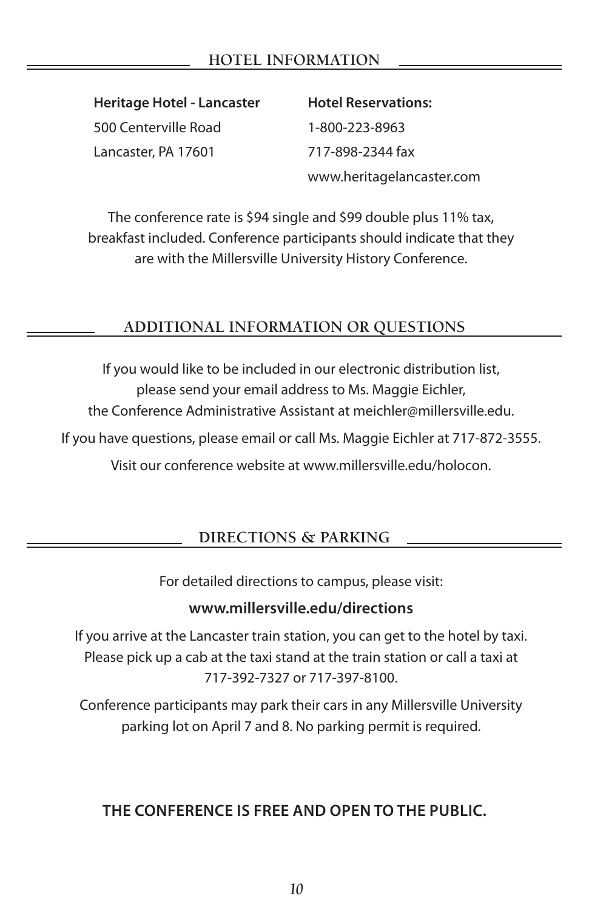## HOTEL INFORMATION

**Heritage Hotel - Lancaster**
500 Centerville Road
Lancaster, PA 17601

**Hotel Reservations:**
1-800-223-8963
717-898-2344 fax
www.heritagelancaster.com

The conference rate is $94 single and $99 double plus 11% tax, breakfast included. Conference participants should indicate that they are with the Millersville University History Conference.

## ADDITIONAL INFORMATION OR QUESTIONS

If you would like to be included in our electronic distribution list, please send your email address to Ms. Maggie Eichler, the Conference Administrative Assistant at meichler@millersville.edu.

If you have questions, please email or call Ms. Maggie Eichler at 717-872-3555.

Visit our conference website at www.millersville.edu/holocon.

## DIRECTIONS & PARKING

For detailed directions to campus, please visit:

**www.millersville.edu/directions**

If you arrive at the Lancaster train station, you can get to the hotel by taxi. Please pick up a cab at the taxi stand at the train station or call a taxi at 717-392-7327 or 717-397-8100.

Conference participants may park their cars in any Millersville University parking lot on April 7 and 8. No parking permit is required.

**THE CONFERENCE IS FREE AND OPEN TO THE PUBLIC.**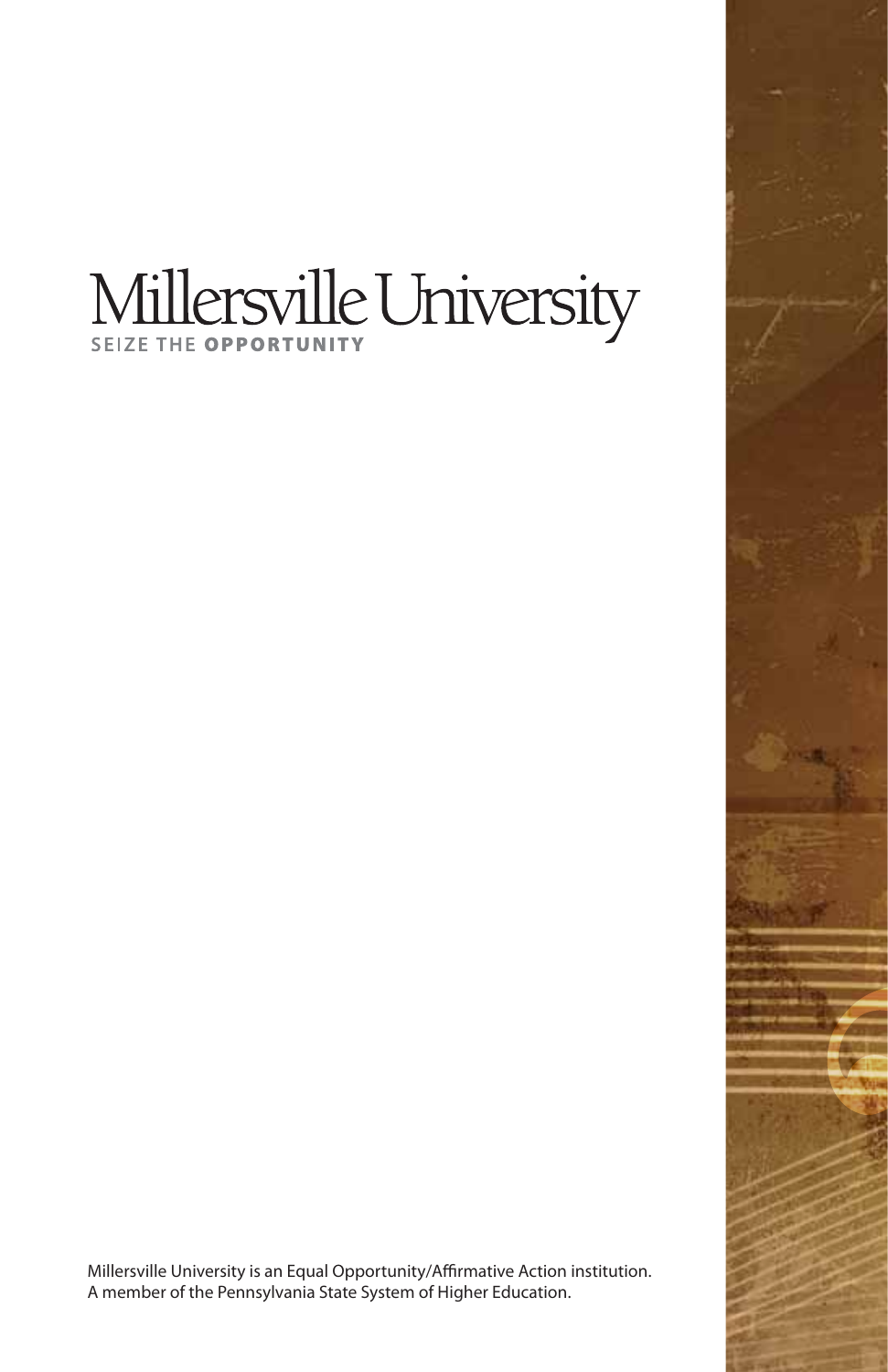# Millersville University

SEIZE THE **OPPORTUNITY**

Millersville University is an Equal Opportunity/Affirmative Action institution.
A member of the Pennsylvania State System of Higher Education.